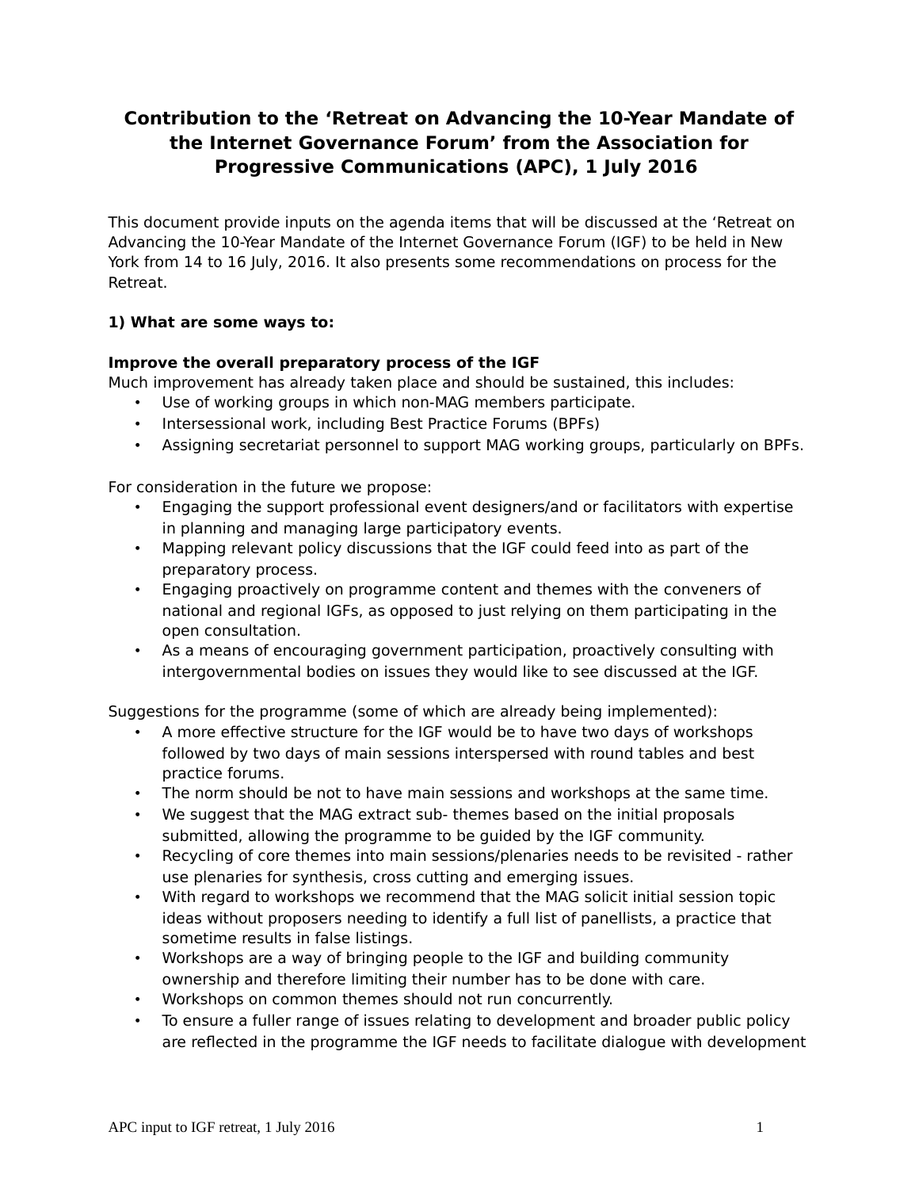# Contribution to the 'Retreat on Advancing the 10-Year Mandate of the Internet Governance Forum' from the Association for Progressive Communications (APC), 1 July 2016

This document provide inputs on the agenda items that will be discussed at the 'Retreat on Advancing the 10-Year Mandate of the Internet Governance Forum (IGF) to be held in New York from 14 to 16 July, 2016. It also presents some recommendations on process for the Retreat.

**1) What are some ways to:**

**Improve the overall preparatory process of the IGF**

Much improvement has already taken place and should be sustained, this includes:

- Use of working groups in which non-MAG members participate.
- Intersessional work, including Best Practice Forums (BPFs)
- Assigning secretariat personnel to support MAG working groups, particularly on BPFs.

For consideration in the future we propose:

- Engaging the support professional event designers/and or facilitators with expertise in planning and managing large participatory events.
- Mapping relevant policy discussions that the IGF could feed into as part of the preparatory process.
- Engaging proactively on programme content and themes with the conveners of national and regional IGFs, as opposed to just relying on them participating in the open consultation.
- As a means of encouraging government participation, proactively consulting with intergovernmental bodies on issues they would like to see discussed at the IGF.

Suggestions for the programme (some of which are already being implemented):

- A more effective structure for the IGF would be to have two days of workshops followed by two days of main sessions interspersed with round tables and best practice forums.
- The norm should be not to have main sessions and workshops at the same time.
- We suggest that the MAG extract sub- themes based on the initial proposals submitted, allowing the programme to be guided by the IGF community.
- Recycling of core themes into main sessions/plenaries needs to be revisited - rather use plenaries for synthesis, cross cutting and emerging issues.
- With regard to workshops we recommend that the MAG solicit initial session topic ideas without proposers needing to identify a full list of panellists, a practice that sometime results in false listings.
- Workshops are a way of bringing people to the IGF and building community ownership and therefore limiting their number has to be done with care.
- Workshops on common themes should not run concurrently.
- To ensure a fuller range of issues relating to development and broader public policy are reflected in the programme the IGF needs to facilitate dialogue with development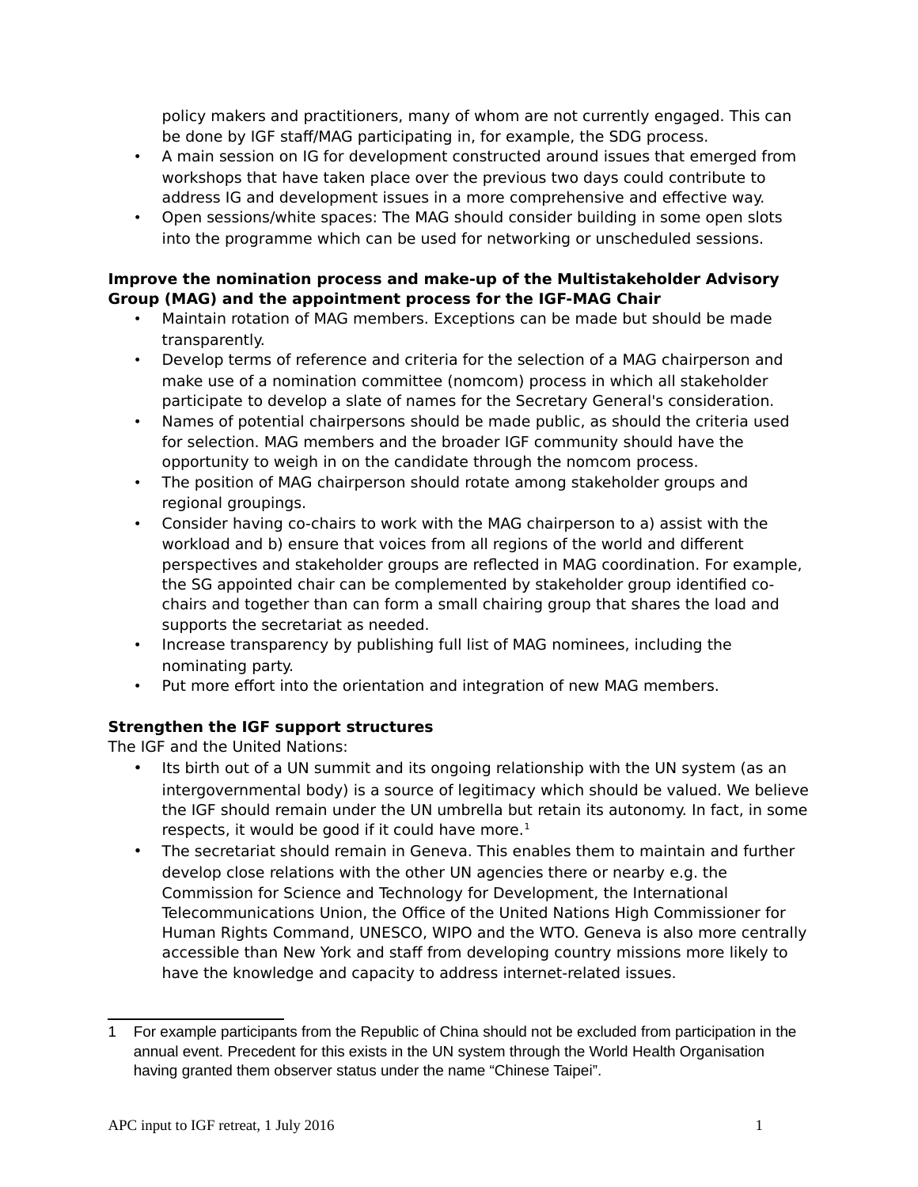policy makers and practitioners, many of whom are not currently engaged. This can be done by IGF staff/MAG participating in, for example, the SDG process.

- A main session on IG for development constructed around issues that emerged from workshops that have taken place over the previous two days could contribute to address IG and development issues in a more comprehensive and effective way.
- Open sessions/white spaces: The MAG should consider building in some open slots into the programme which can be used for networking or unscheduled sessions.

**Improve the nomination process and make-up of the Multistakeholder Advisory Group (MAG) and the appointment process for the IGF-MAG Chair**

- Maintain rotation of MAG members. Exceptions can be made but should be made transparently.
- Develop terms of reference and criteria for the selection of a MAG chairperson and make use of a nomination committee (nomcom) process in which all stakeholder participate to develop a slate of names for the Secretary General's consideration.
- Names of potential chairpersons should be made public, as should the criteria used for selection. MAG members and the broader IGF community should have the opportunity to weigh in on the candidate through the nomcom process.
- The position of MAG chairperson should rotate among stakeholder groups and regional groupings.
- Consider having co-chairs to work with the MAG chairperson to a) assist with the workload and b) ensure that voices from all regions of the world and different perspectives and stakeholder groups are reflected in MAG coordination. For example, the SG appointed chair can be complemented by stakeholder group identified co-chairs and together than can form a small chairing group that shares the load and supports the secretariat as needed.
- Increase transparency by publishing full list of MAG nominees, including the nominating party.
- Put more effort into the orientation and integration of new MAG members.

**Strengthen the IGF support structures**

The IGF and the United Nations:

- Its birth out of a UN summit and its ongoing relationship with the UN system (as an intergovernmental body) is a source of legitimacy which should be valued. We believe the IGF should remain under the UN umbrella but retain its autonomy. In fact, in some respects, it would be good if it could have more.[1]
- The secretariat should remain in Geneva. This enables them to maintain and further develop close relations with the other UN agencies there or nearby e.g. the Commission for Science and Technology for Development, the International Telecommunications Union, the Office of the United Nations High Commissioner for Human Rights Command, UNESCO, WIPO and the WTO. Geneva is also more centrally accessible than New York and staff from developing country missions more likely to have the knowledge and capacity to address internet-related issues.

1 For example participants from the Republic of China should not be excluded from participation in the annual event. Precedent for this exists in the UN system through the World Health Organisation having granted them observer status under the name "Chinese Taipei".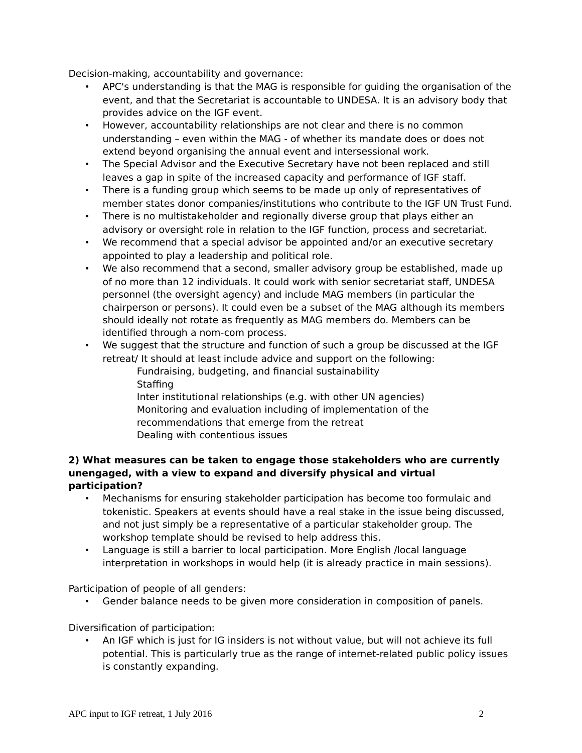Decision-making, accountability and governance:

- APC's understanding is that the MAG is responsible for guiding the organisation of the event, and that the Secretariat is accountable to UNDESA. It is an advisory body that provides advice on the IGF event.
- However, accountability relationships are not clear and there is no common understanding – even within the MAG - of whether its mandate does or does not extend beyond organising the annual event and intersessional work.
- The Special Advisor and the Executive Secretary have not been replaced and still leaves a gap in spite of the increased capacity and performance of IGF staff.
- There is a funding group which seems to be made up only of representatives of member states donor companies/institutions who contribute to the IGF UN Trust Fund.
- There is no multistakeholder and regionally diverse group that plays either an advisory or oversight role in relation to the IGF function, process and secretariat.
- We recommend that a special advisor be appointed and/or an executive secretary appointed to play a leadership and political role.
- We also recommend that a second, smaller advisory group be established, made up of no more than 12 individuals. It could work with senior secretariat staff, UNDESA personnel (the oversight agency) and include MAG members (in particular the chairperson or persons). It could even be a subset of the MAG although its members should ideally not rotate as frequently as MAG members do. Members can be identified through a nom-com process.
- We suggest that the structure and function of such a group be discussed at the IGF retreat/ It should at least include advice and support on the following:
  - Fundraising, budgeting, and financial sustainability
  - Staffing
  - Inter institutional relationships (e.g. with other UN agencies)
  - Monitoring and evaluation including of implementation of the recommendations that emerge from the retreat
  - Dealing with contentious issues

**2) What measures can be taken to engage those stakeholders who are currently unengaged, with a view to expand and diversify physical and virtual participation?**

- Mechanisms for ensuring stakeholder participation has become too formulaic and tokenistic. Speakers at events should have a real stake in the issue being discussed, and not just simply be a representative of a particular stakeholder group. The workshop template should be revised to help address this.
- Language is still a barrier to local participation. More English /local language interpretation in workshops in would help (it is already practice in main sessions).

Participation of people of all genders:

- Gender balance needs to be given more consideration in composition of panels.

Diversification of participation:

- An IGF which is just for IG insiders is not without value, but will not achieve its full potential. This is particularly true as the range of internet-related public policy issues is constantly expanding.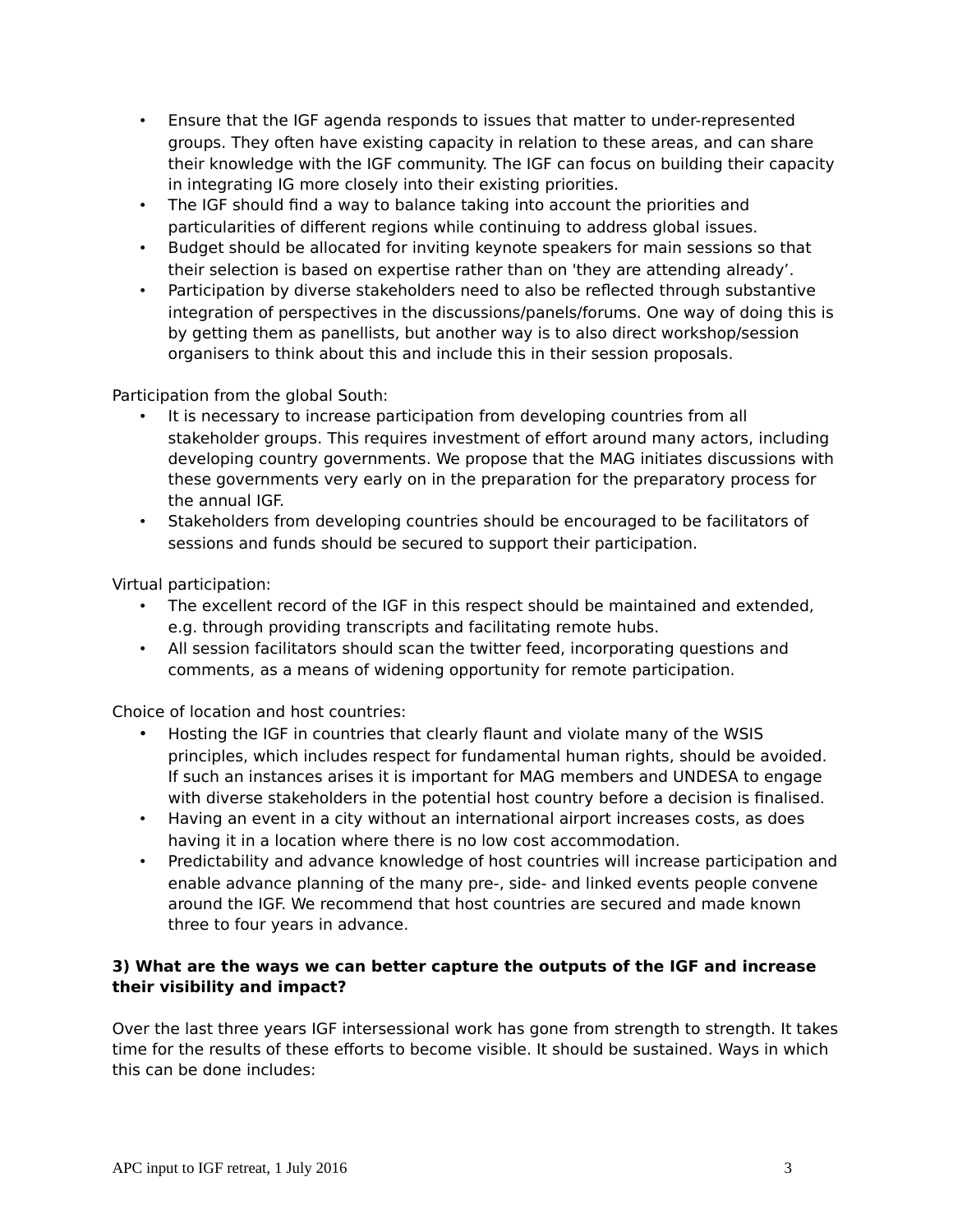- Ensure that the IGF agenda responds to issues that matter to under-represented groups. They often have existing capacity in relation to these areas, and can share their knowledge with the IGF community. The IGF can focus on building their capacity in integrating IG more closely into their existing priorities.
- The IGF should find a way to balance taking into account the priorities and particularities of different regions while continuing to address global issues.
- Budget should be allocated for inviting keynote speakers for main sessions so that their selection is based on expertise rather than on 'they are attending already'.
- Participation by diverse stakeholders need to also be reflected through substantive integration of perspectives in the discussions/panels/forums. One way of doing this is by getting them as panellists, but another way is to also direct workshop/session organisers to think about this and include this in their session proposals.

Participation from the global South:

- It is necessary to increase participation from developing countries from all stakeholder groups. This requires investment of effort around many actors, including developing country governments. We propose that the MAG initiates discussions with these governments very early on in the preparation for the preparatory process for the annual IGF.
- Stakeholders from developing countries should be encouraged to be facilitators of sessions and funds should be secured to support their participation.

Virtual participation:

- The excellent record of the IGF in this respect should be maintained and extended, e.g. through providing transcripts and facilitating remote hubs.
- All session facilitators should scan the twitter feed, incorporating questions and comments, as a means of widening opportunity for remote participation.

Choice of location and host countries:

- Hosting the IGF in countries that clearly flaunt and violate many of the WSIS principles, which includes respect for fundamental human rights, should be avoided. If such an instances arises it is important for MAG members and UNDESA to engage with diverse stakeholders in the potential host country before a decision is finalised.
- Having an event in a city without an international airport increases costs, as does having it in a location where there is no low cost accommodation.
- Predictability and advance knowledge of host countries will increase participation and enable advance planning of the many pre-, side- and linked events people convene around the IGF. We recommend that host countries are secured and made known three to four years in advance.

**3) What are the ways we can better capture the outputs of the IGF and increase their visibility and impact?**

Over the last three years IGF intersessional work has gone from strength to strength. It takes time for the results of these efforts to become visible. It should be sustained. Ways in which this can be done includes: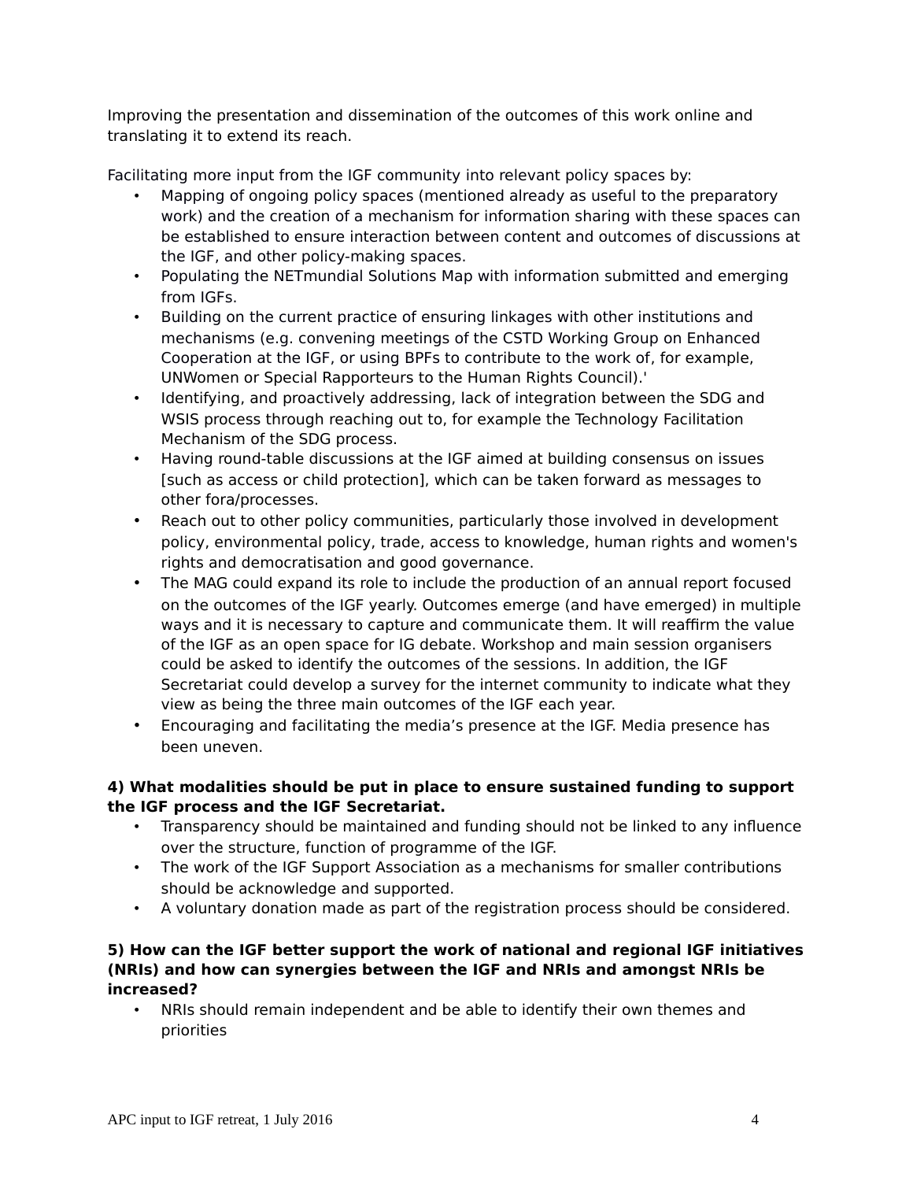Improving the presentation and dissemination of the outcomes of this work online and translating it to extend its reach.

Facilitating more input from the IGF community into relevant policy spaces by:

- Mapping of ongoing policy spaces (mentioned already as useful to the preparatory work) and the creation of a mechanism for information sharing with these spaces can be established to ensure interaction between content and outcomes of discussions at the IGF, and other policy-making spaces.
- Populating the NETmundial Solutions Map with information submitted and emerging from IGFs.
- Building on the current practice of ensuring linkages with other institutions and mechanisms (e.g. convening meetings of the CSTD Working Group on Enhanced Cooperation at the IGF, or using BPFs to contribute to the work of, for example, UNWomen or Special Rapporteurs to the Human Rights Council).'
- Identifying, and proactively addressing, lack of integration between the SDG and WSIS process through reaching out to, for example the Technology Facilitation Mechanism of the SDG process.
- Having round-table discussions at the IGF aimed at building consensus on issues [such as access or child protection], which can be taken forward as messages to other fora/processes.
- Reach out to other policy communities, particularly those involved in development policy, environmental policy, trade, access to knowledge, human rights and women's rights and democratisation and good governance.
- The MAG could expand its role to include the production of an annual report focused on the outcomes of the IGF yearly. Outcomes emerge (and have emerged) in multiple ways and it is necessary to capture and communicate them. It will reaffirm the value of the IGF as an open space for IG debate. Workshop and main session organisers could be asked to identify the outcomes of the sessions. In addition, the IGF Secretariat could develop a survey for the internet community to indicate what they view as being the three main outcomes of the IGF each year.
- Encouraging and facilitating the media's presence at the IGF. Media presence has been uneven.

**4) What modalities should be put in place to ensure sustained funding to support the IGF process and the IGF Secretariat.**

- Transparency should be maintained and funding should not be linked to any influence over the structure, function of programme of the IGF.
- The work of the IGF Support Association as a mechanisms for smaller contributions should be acknowledge and supported.
- A voluntary donation made as part of the registration process should be considered.

**5) How can the IGF better support the work of national and regional IGF initiatives (NRIs) and how can synergies between the IGF and NRIs and amongst NRIs be increased?**

- NRIs should remain independent and be able to identify their own themes and priorities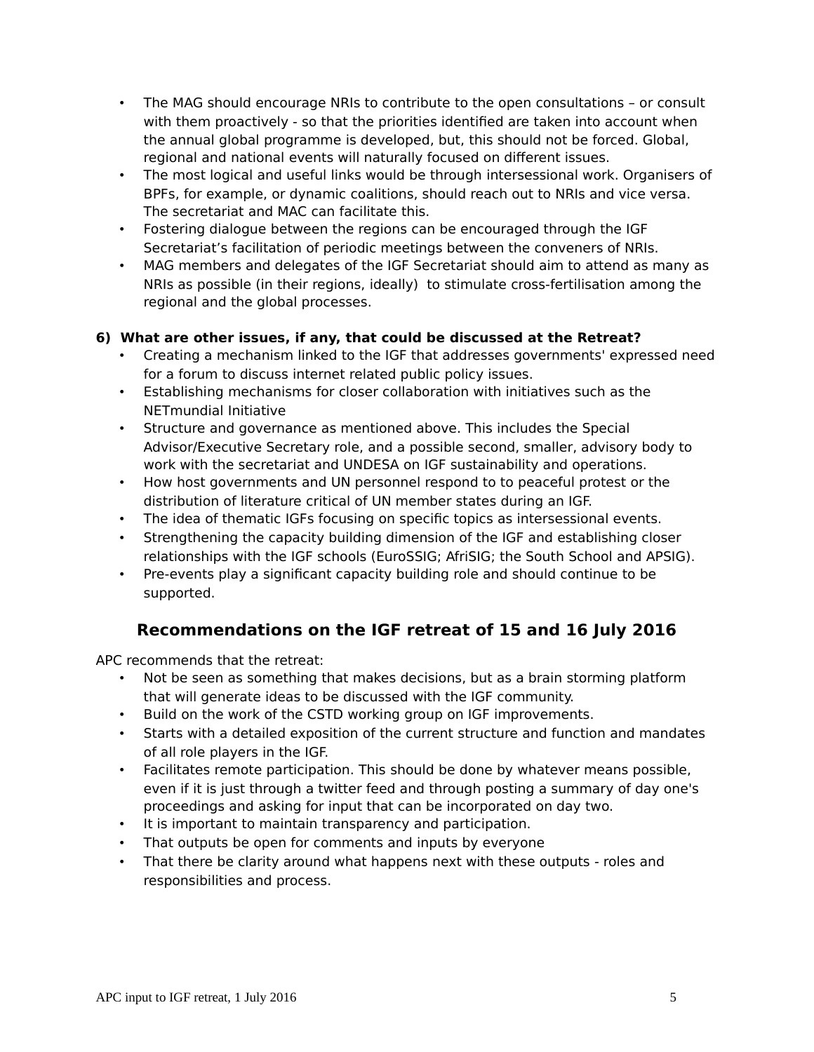- The MAG should encourage NRIs to contribute to the open consultations – or consult with them proactively - so that the priorities identified are taken into account when the annual global programme is developed, but, this should not be forced. Global, regional and national events will naturally focused on different issues.
- The most logical and useful links would be through intersessional work. Organisers of BPFs, for example, or dynamic coalitions, should reach out to NRIs and vice versa. The secretariat and MAC can facilitate this.
- Fostering dialogue between the regions can be encouraged through the IGF Secretariat's facilitation of periodic meetings between the conveners of NRIs.
- MAG members and delegates of the IGF Secretariat should aim to attend as many as NRIs as possible (in their regions, ideally) to stimulate cross-fertilisation among the regional and the global processes.

**6) What are other issues, if any, that could be discussed at the Retreat?**

- Creating a mechanism linked to the IGF that addresses governments' expressed need for a forum to discuss internet related public policy issues.
- Establishing mechanisms for closer collaboration with initiatives such as the NETmundial Initiative
- Structure and governance as mentioned above. This includes the Special Advisor/Executive Secretary role, and a possible second, smaller, advisory body to work with the secretariat and UNDESA on IGF sustainability and operations.
- How host governments and UN personnel respond to to peaceful protest or the distribution of literature critical of UN member states during an IGF.
- The idea of thematic IGFs focusing on specific topics as intersessional events.
- Strengthening the capacity building dimension of the IGF and establishing closer relationships with the IGF schools (EuroSSIG; AfriSIG; the South School and APSIG).
- Pre-events play a significant capacity building role and should continue to be supported.

## Recommendations on the IGF retreat of 15 and 16 July 2016

APC recommends that the retreat:

- Not be seen as something that makes decisions, but as a brain storming platform that will generate ideas to be discussed with the IGF community.
- Build on the work of the CSTD working group on IGF improvements.
- Starts with a detailed exposition of the current structure and function and mandates of all role players in the IGF.
- Facilitates remote participation. This should be done by whatever means possible, even if it is just through a twitter feed and through posting a summary of day one's proceedings and asking for input that can be incorporated on day two.
- It is important to maintain transparency and participation.
- That outputs be open for comments and inputs by everyone
- That there be clarity around what happens next with these outputs - roles and responsibilities and process.